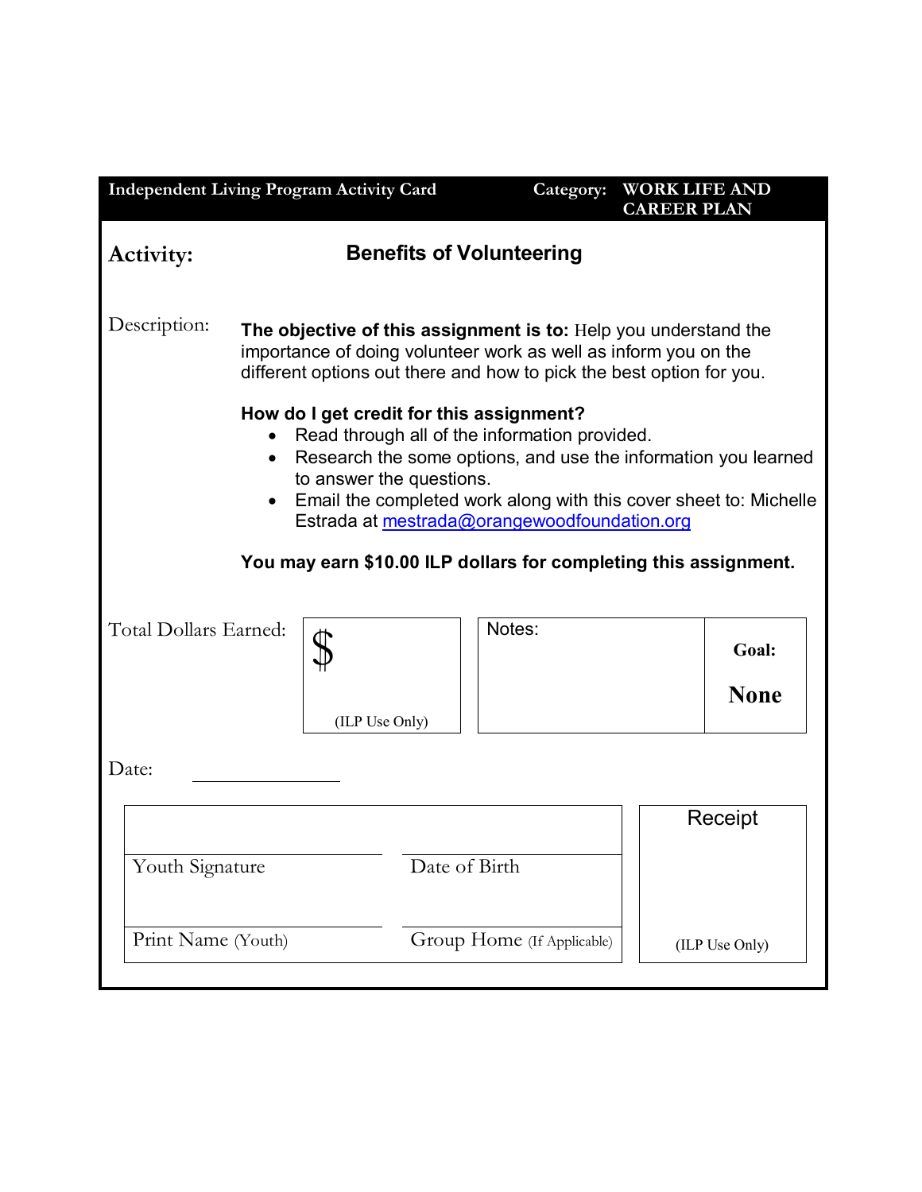**Independent Living Program Activity Card** | **Category: WORK LIFE AND CAREER PLAN**

## Activity: Benefits of Volunteering

Description:

**The objective of this assignment is to:** Help you understand the importance of doing volunteer work as well as inform you on the different options out there and how to pick the best option for you.

**How do I get credit for this assignment?**

- Read through all of the information provided.
- Research the some options, and use the information you learned to answer the questions.
- Email the completed work along with this cover sheet to: Michelle Estrada at mestrada@orangewoodfoundation.org

**You may earn $10.00 ILP dollars for completing this assignment.**

| Total Dollars Earned: | $ (ILP Use Only) | Notes: | **Goal: None** |
|---|---|---|---|

Date: ____________

| | | Receipt |
|---|---|---|
| Youth Signature | Date of Birth | |
| Print Name (Youth) | Group Home (If Applicable) | (ILP Use Only) |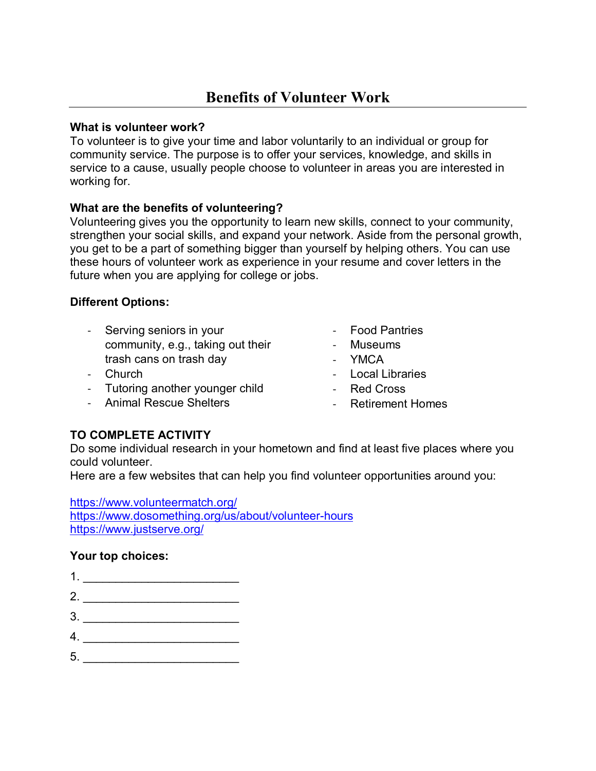# Benefits of Volunteer Work

**What is volunteer work?**
To volunteer is to give your time and labor voluntarily to an individual or group for community service. The purpose is to offer your services, knowledge, and skills in service to a cause, usually people choose to volunteer in areas you are interested in working for.

**What are the benefits of volunteering?**
Volunteering gives you the opportunity to learn new skills, connect to your community, strengthen your social skills, and expand your network. Aside from the personal growth, you get to be a part of something bigger than yourself by helping others. You can use these hours of volunteer work as experience in your resume and cover letters in the future when you are applying for college or jobs.

**Different Options:**

- Serving seniors in your community, e.g., taking out their trash cans on trash day
- Church
- Tutoring another younger child
- Animal Rescue Shelters
- Food Pantries
- Museums
- YMCA
- Local Libraries
- Red Cross
- Retirement Homes

**TO COMPLETE ACTIVITY**
Do some individual research in your hometown and find at least five places where you could volunteer.
Here are a few websites that can help you find volunteer opportunities around you:

https://www.volunteermatch.org/
https://www.dosomething.org/us/about/volunteer-hours
https://www.justserve.org/

**Your top choices:**

1. ________________________
2. ________________________
3. ________________________
4. ________________________
5. ________________________